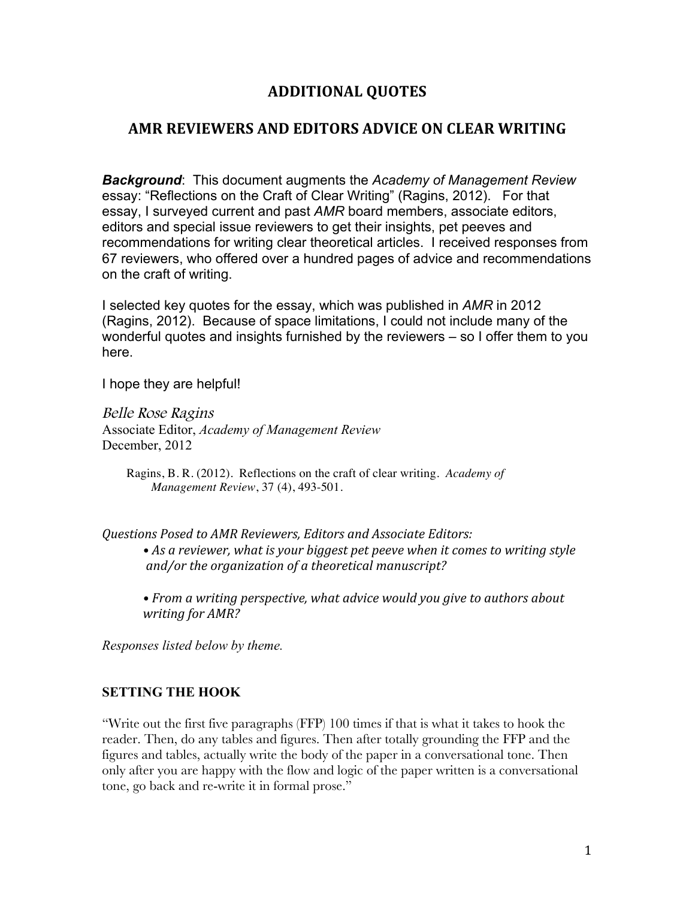# ADDITIONAL QUOTES

## AMR REVIEWERS AND EDITORS ADVICE ON CLEAR WRITING

***Background***: This document augments the *Academy of Management Review* essay: "Reflections on the Craft of Clear Writing" (Ragins, 2012). For that essay, I surveyed current and past *AMR* board members, associate editors, editors and special issue reviewers to get their insights, pet peeves and recommendations for writing clear theoretical articles. I received responses from 67 reviewers, who offered over a hundred pages of advice and recommendations on the craft of writing.

I selected key quotes for the essay, which was published in *AMR* in 2012 (Ragins, 2012). Because of space limitations, I could not include many of the wonderful quotes and insights furnished by the reviewers – so I offer them to you here.

I hope they are helpful!

*Belle Rose Ragins*
Associate Editor, *Academy of Management Review*
December, 2012

> Ragins, B. R. (2012). Reflections on the craft of clear writing. *Academy of Management Review*, 37 (4), 493-501.

*Questions Posed to AMR Reviewers, Editors and Associate Editors:*

- *As a reviewer, what is your biggest pet peeve when it comes to writing style and/or the organization of a theoretical manuscript?*
- *From a writing perspective, what advice would you give to authors about writing for AMR?*

*Responses listed below by theme.*

### SETTING THE HOOK

"Write out the first five paragraphs (FFP) 100 times if that is what it takes to hook the reader. Then, do any tables and figures. Then after totally grounding the FFP and the figures and tables, actually write the body of the paper in a conversational tone. Then only after you are happy with the flow and logic of the paper written is a conversational tone, go back and re-write it in formal prose."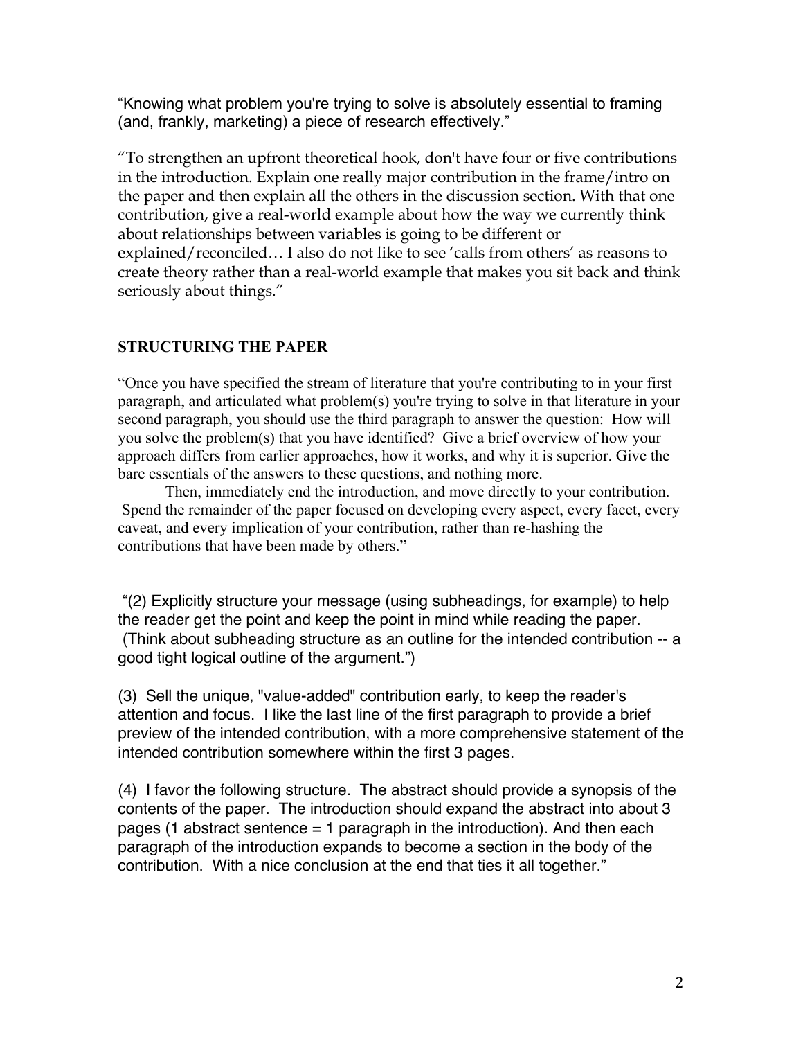"Knowing what problem you're trying to solve is absolutely essential to framing (and, frankly, marketing) a piece of research effectively."

"To strengthen an upfront theoretical hook, don't have four or five contributions in the introduction. Explain one really major contribution in the frame/intro on the paper and then explain all the others in the discussion section. With that one contribution, give a real-world example about how the way we currently think about relationships between variables is going to be different or explained/reconciled… I also do not like to see 'calls from others' as reasons to create theory rather than a real-world example that makes you sit back and think seriously about things."

## STRUCTURING THE PAPER

"Once you have specified the stream of literature that you're contributing to in your first paragraph, and articulated what problem(s) you're trying to solve in that literature in your second paragraph, you should use the third paragraph to answer the question: How will you solve the problem(s) that you have identified? Give a brief overview of how your approach differs from earlier approaches, how it works, and why it is superior. Give the bare essentials of the answers to these questions, and nothing more.

Then, immediately end the introduction, and move directly to your contribution. Spend the remainder of the paper focused on developing every aspect, every facet, every caveat, and every implication of your contribution, rather than re-hashing the contributions that have been made by others."

"(2) Explicitly structure your message (using subheadings, for example) to help the reader get the point and keep the point in mind while reading the paper. (Think about subheading structure as an outline for the intended contribution -- a good tight logical outline of the argument.")

(3) Sell the unique, "value-added" contribution early, to keep the reader's attention and focus. I like the last line of the first paragraph to provide a brief preview of the intended contribution, with a more comprehensive statement of the intended contribution somewhere within the first 3 pages.

(4) I favor the following structure. The abstract should provide a synopsis of the contents of the paper. The introduction should expand the abstract into about 3 pages (1 abstract sentence = 1 paragraph in the introduction). And then each paragraph of the introduction expands to become a section in the body of the contribution. With a nice conclusion at the end that ties it all together."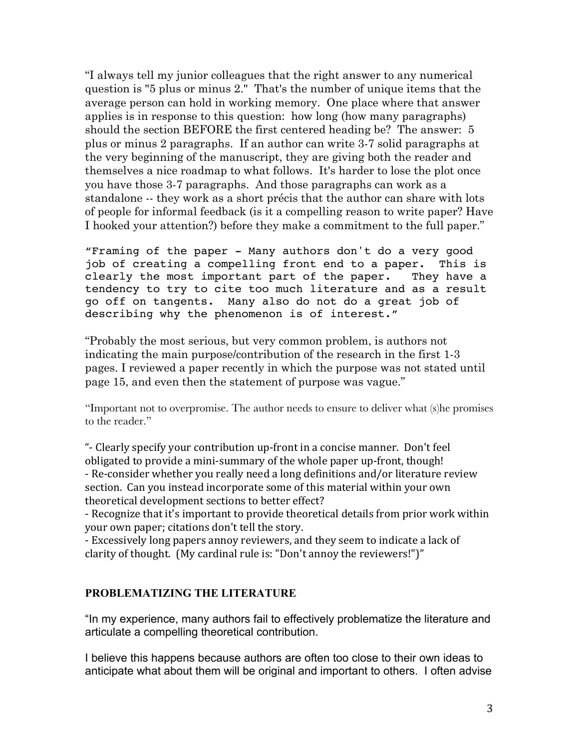"I always tell my junior colleagues that the right answer to any numerical question is "5 plus or minus 2." That's the number of unique items that the average person can hold in working memory. One place where that answer applies is in response to this question: how long (how many paragraphs) should the section BEFORE the first centered heading be? The answer: 5 plus or minus 2 paragraphs. If an author can write 3-7 solid paragraphs at the very beginning of the manuscript, they are giving both the reader and themselves a nice roadmap to what follows. It's harder to lose the plot once you have those 3-7 paragraphs. And those paragraphs can work as a standalone -- they work as a short précis that the author can share with lots of people for informal feedback (is it a compelling reason to write paper? Have I hooked your attention?) before they make a commitment to the full paper."

"Framing of the paper - Many authors don't do a very good job of creating a compelling front end to a paper. This is clearly the most important part of the paper. They have a tendency to try to cite too much literature and as a result go off on tangents. Many also do not do a great job of describing why the phenomenon is of interest."

"Probably the most serious, but very common problem, is authors not indicating the main purpose/contribution of the research in the first 1-3 pages. I reviewed a paper recently in which the purpose was not stated until page 15, and even then the statement of purpose was vague."

"Important not to overpromise. The author needs to ensure to deliver what (s)he promises to the reader."

"- Clearly specify your contribution up-front in a concise manner. Don't feel obligated to provide a mini-summary of the whole paper up-front, though!
- Re-consider whether you really need a long definitions and/or literature review section. Can you instead incorporate some of this material within your own theoretical development sections to better effect?
- Recognize that it's important to provide theoretical details from prior work within your own paper; citations don't tell the story.
- Excessively long papers annoy reviewers, and they seem to indicate a lack of clarity of thought. (My cardinal rule is: "Don't annoy the reviewers!")"

## PROBLEMATIZING THE LITERATURE

"In my experience, many authors fail to effectively problematize the literature and articulate a compelling theoretical contribution.

I believe this happens because authors are often too close to their own ideas to anticipate what about them will be original and important to others. I often advise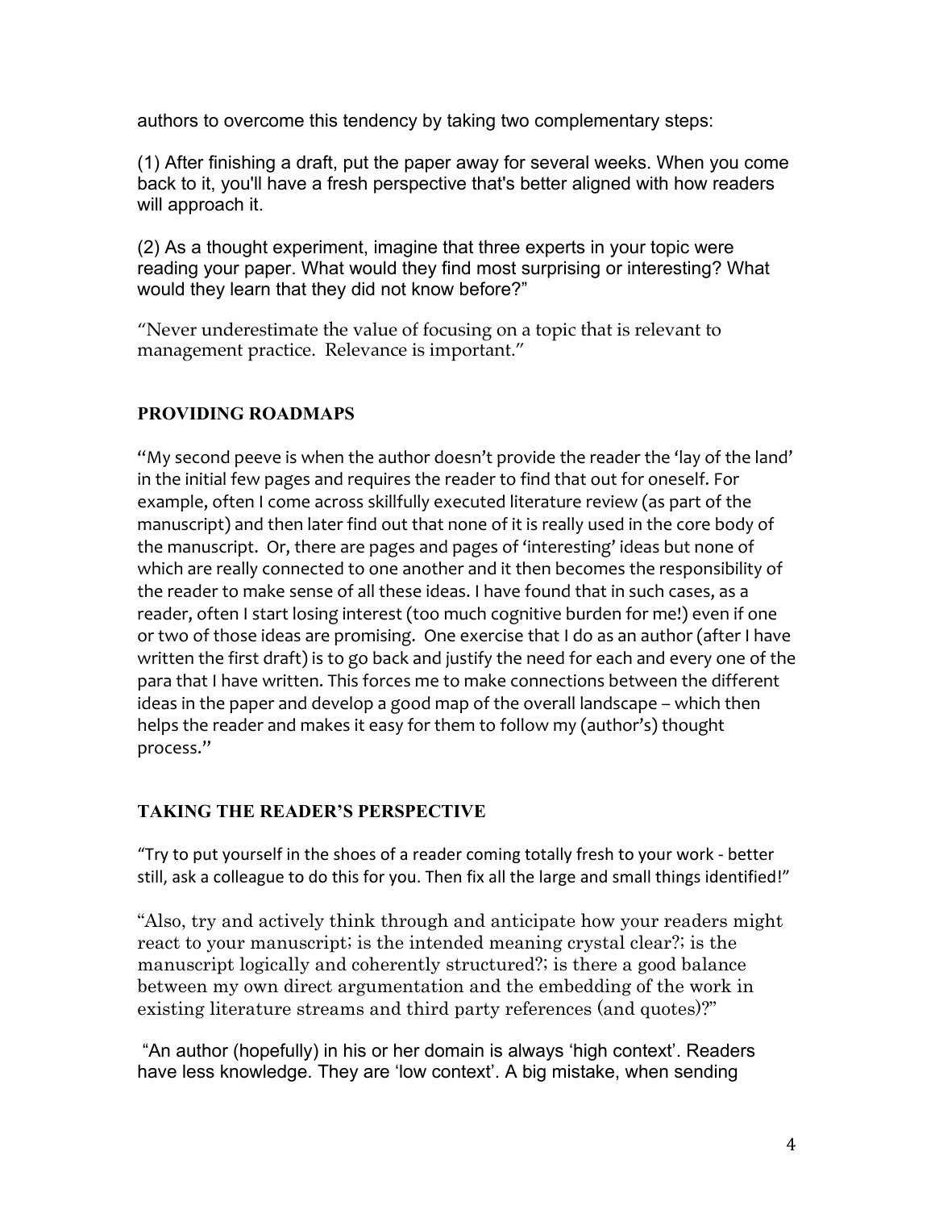authors to overcome this tendency by taking two complementary steps:

(1) After finishing a draft, put the paper away for several weeks. When you come back to it, you'll have a fresh perspective that's better aligned with how readers will approach it.

(2) As a thought experiment, imagine that three experts in your topic were reading your paper. What would they find most surprising or interesting? What would they learn that they did not know before?"

"Never underestimate the value of focusing on a topic that is relevant to management practice. Relevance is important."

## PROVIDING ROADMAPS

"My second peeve is when the author doesn't provide the reader the 'lay of the land' in the initial few pages and requires the reader to find that out for oneself. For example, often I come across skillfully executed literature review (as part of the manuscript) and then later find out that none of it is really used in the core body of the manuscript. Or, there are pages and pages of 'interesting' ideas but none of which are really connected to one another and it then becomes the responsibility of the reader to make sense of all these ideas. I have found that in such cases, as a reader, often I start losing interest (too much cognitive burden for me!) even if one or two of those ideas are promising. One exercise that I do as an author (after I have written the first draft) is to go back and justify the need for each and every one of the para that I have written. This forces me to make connections between the different ideas in the paper and develop a good map of the overall landscape – which then helps the reader and makes it easy for them to follow my (author's) thought process."

## TAKING THE READER'S PERSPECTIVE

"Try to put yourself in the shoes of a reader coming totally fresh to your work - better still, ask a colleague to do this for you. Then fix all the large and small things identified!"

"Also, try and actively think through and anticipate how your readers might react to your manuscript; is the intended meaning crystal clear?; is the manuscript logically and coherently structured?; is there a good balance between my own direct argumentation and the embedding of the work in existing literature streams and third party references (and quotes)?"

"An author (hopefully) in his or her domain is always 'high context'. Readers have less knowledge. They are 'low context'. A big mistake, when sending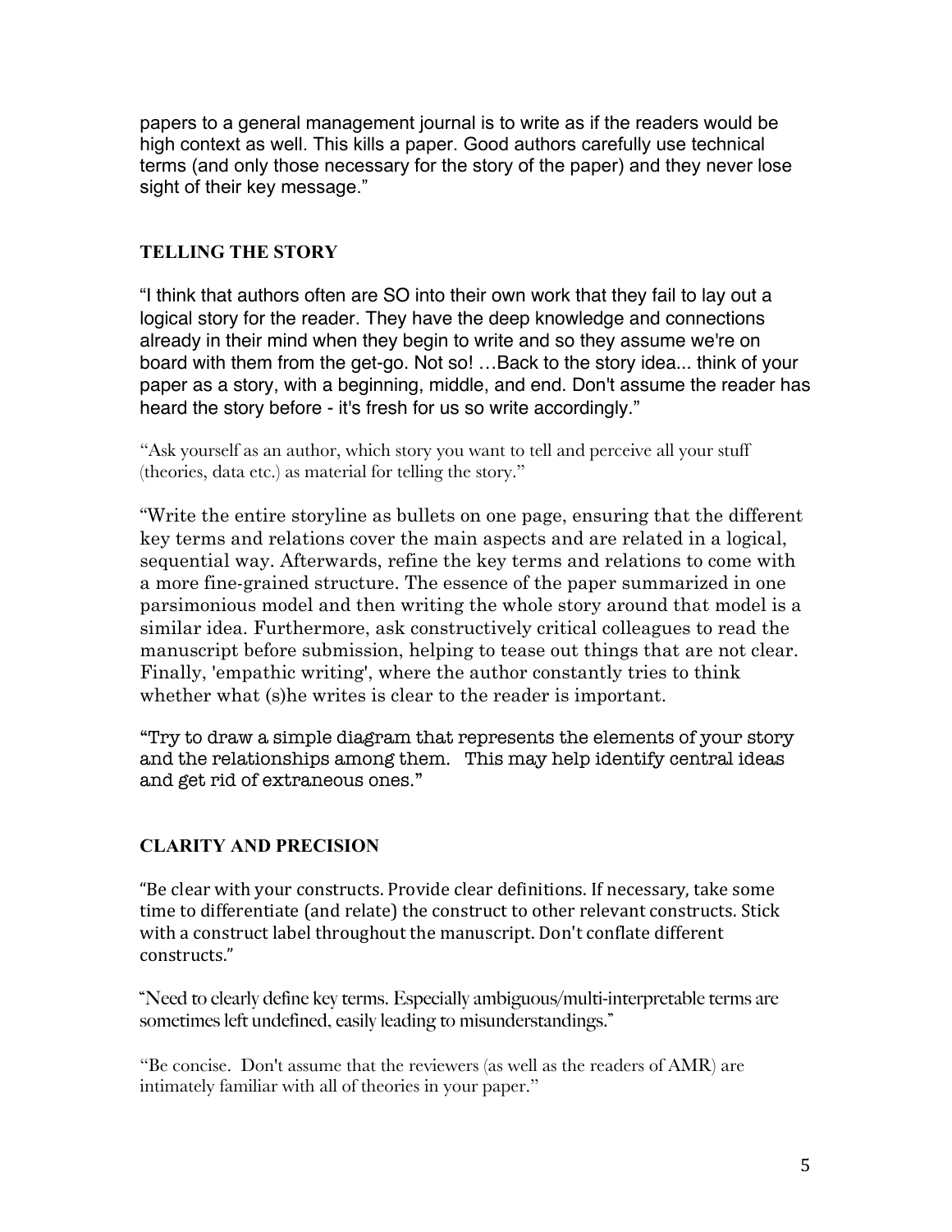papers to a general management journal is to write as if the readers would be high context as well. This kills a paper. Good authors carefully use technical terms (and only those necessary for the story of the paper) and they never lose sight of their key message."

## TELLING THE STORY

"I think that authors often are SO into their own work that they fail to lay out a logical story for the reader. They have the deep knowledge and connections already in their mind when they begin to write and so they assume we're on board with them from the get-go. Not so! …Back to the story idea... think of your paper as a story, with a beginning, middle, and end. Don't assume the reader has heard the story before - it's fresh for us so write accordingly."

"Ask yourself as an author, which story you want to tell and perceive all your stuff (theories, data etc.) as material for telling the story."

"Write the entire storyline as bullets on one page, ensuring that the different key terms and relations cover the main aspects and are related in a logical, sequential way. Afterwards, refine the key terms and relations to come with a more fine-grained structure. The essence of the paper summarized in one parsimonious model and then writing the whole story around that model is a similar idea. Furthermore, ask constructively critical colleagues to read the manuscript before submission, helping to tease out things that are not clear. Finally, 'empathic writing', where the author constantly tries to think whether what (s)he writes is clear to the reader is important.

"Try to draw a simple diagram that represents the elements of your story and the relationships among them. This may help identify central ideas and get rid of extraneous ones."

## CLARITY AND PRECISION

"Be clear with your constructs. Provide clear definitions. If necessary, take some time to differentiate (and relate) the construct to other relevant constructs. Stick with a construct label throughout the manuscript. Don't conflate different constructs."

"Need to clearly define key terms. Especially ambiguous/multi-interpretable terms are sometimes left undefined, easily leading to misunderstandings."

"Be concise. Don't assume that the reviewers (as well as the readers of AMR) are intimately familiar with all of theories in your paper."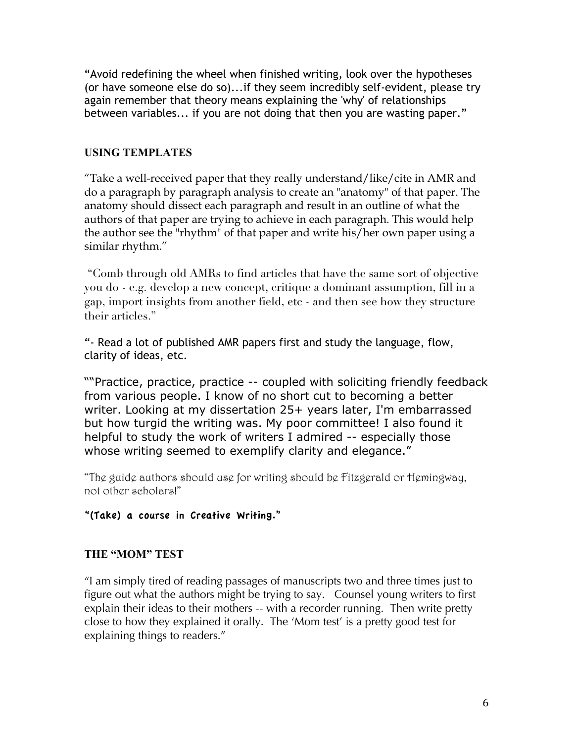"Avoid redefining the wheel when finished writing, look over the hypotheses (or have someone else do so)...if they seem incredibly self-evident, please try again remember that theory means explaining the 'why' of relationships between variables... if you are not doing that then you are wasting paper."

**USING TEMPLATES**

"Take a well-received paper that they really understand/like/cite in AMR and do a paragraph by paragraph analysis to create an "anatomy" of that paper. The anatomy should dissect each paragraph and result in an outline of what the authors of that paper are trying to achieve in each paragraph. This would help the author see the "rhythm" of that paper and write his/her own paper using a similar rhythm."

"Comb through old AMRs to find articles that have the same sort of objective you do - e.g. develop a new concept, critique a dominant assumption, fill in a gap, import insights from another field, etc - and then see how they structure their articles."

"- Read a lot of published AMR papers first and study the language, flow, clarity of ideas, etc.

""Practice, practice, practice -- coupled with soliciting friendly feedback from various people. I know of no short cut to becoming a better writer. Looking at my dissertation 25+ years later, I'm embarrassed but how turgid the writing was. My poor committee! I also found it helpful to study the work of writers I admired -- especially those whose writing seemed to exemplify clarity and elegance."

"The guide authors should use for writing should be Fitzgerald or Hemingway, not other scholars!"

**"(Take) a course in Creative Writing."**

**THE "MOM" TEST**

"I am simply tired of reading passages of manuscripts two and three times just to figure out what the authors might be trying to say. Counsel young writers to first explain their ideas to their mothers -- with a recorder running. Then write pretty close to how they explained it orally. The 'Mom test' is a pretty good test for explaining things to readers."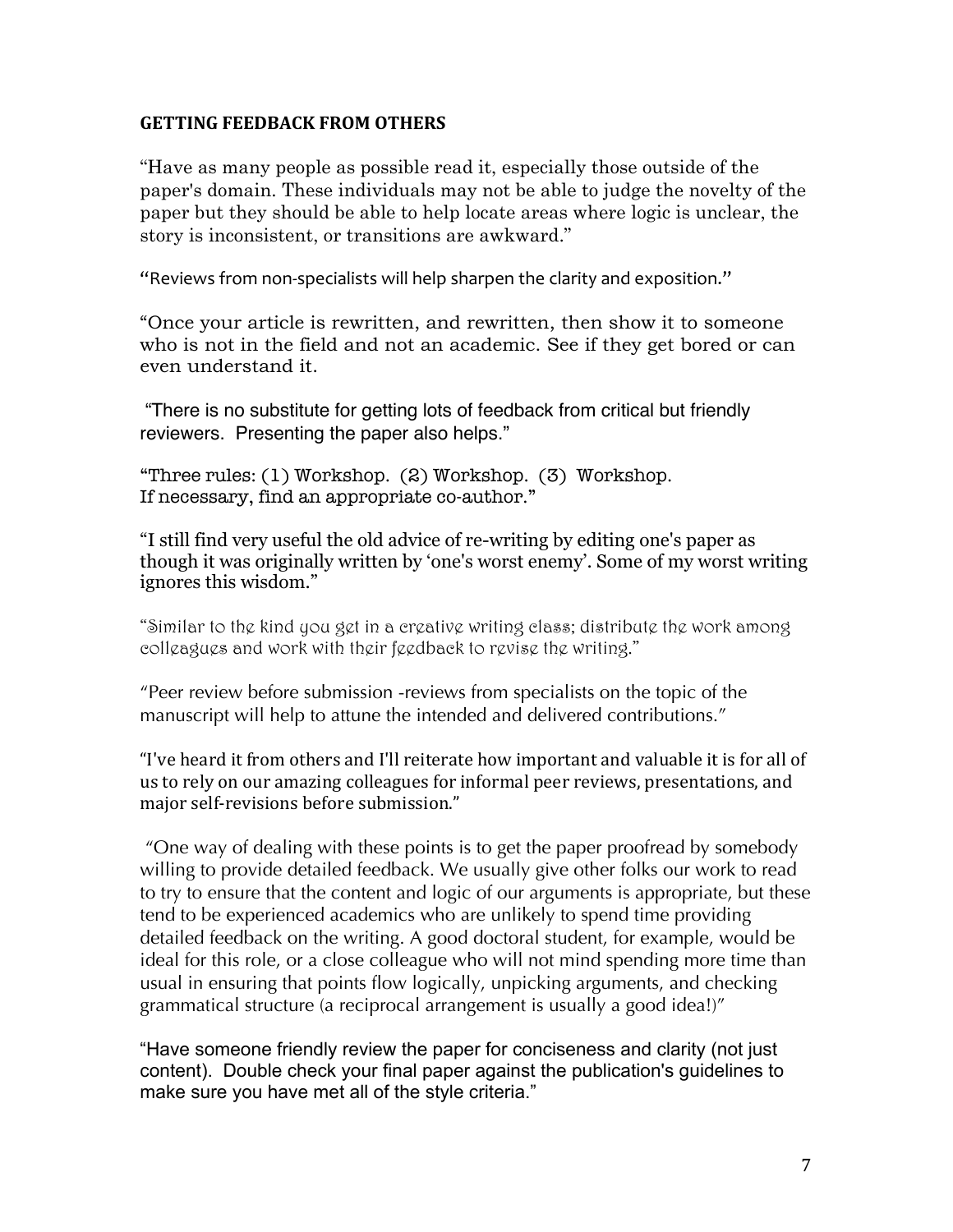## GETTING FEEDBACK FROM OTHERS

"Have as many people as possible read it, especially those outside of the paper's domain. These individuals may not be able to judge the novelty of the paper but they should be able to help locate areas where logic is unclear, the story is inconsistent, or transitions are awkward."

"Reviews from non-specialists will help sharpen the clarity and exposition."

"Once your article is rewritten, and rewritten, then show it to someone who is not in the field and not an academic. See if they get bored or can even understand it.

"There is no substitute for getting lots of feedback from critical but friendly reviewers. Presenting the paper also helps."

"Three rules: (1) Workshop. (2) Workshop. (3) Workshop.
If necessary, find an appropriate co-author."

"I still find very useful the old advice of re-writing by editing one's paper as though it was originally written by 'one's worst enemy'. Some of my worst writing ignores this wisdom."

"Similar to the kind you get in a creative writing class; distribute the work among colleagues and work with their feedback to revise the writing."

"Peer review before submission -reviews from specialists on the topic of the manuscript will help to attune the intended and delivered contributions."

"I've heard it from others and I'll reiterate how important and valuable it is for all of us to rely on our amazing colleagues for informal peer reviews, presentations, and major self-revisions before submission."

"One way of dealing with these points is to get the paper proofread by somebody willing to provide detailed feedback. We usually give other folks our work to read to try to ensure that the content and logic of our arguments is appropriate, but these tend to be experienced academics who are unlikely to spend time providing detailed feedback on the writing. A good doctoral student, for example, would be ideal for this role, or a close colleague who will not mind spending more time than usual in ensuring that points flow logically, unpicking arguments, and checking grammatical structure (a reciprocal arrangement is usually a good idea!)"

"Have someone friendly review the paper for conciseness and clarity (not just content). Double check your final paper against the publication's guidelines to make sure you have met all of the style criteria."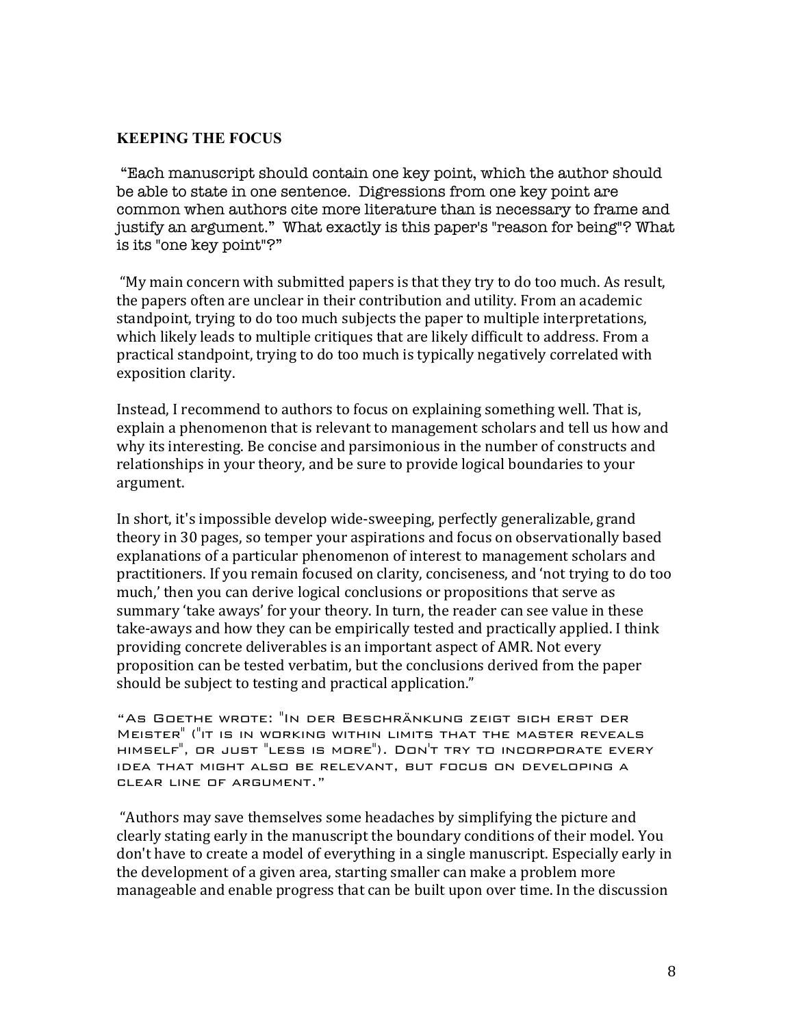**KEEPING THE FOCUS**

"Each manuscript should contain one key point, which the author should be able to state in one sentence. Digressions from one key point are common when authors cite more literature than is necessary to frame and justify an argument." What exactly is this paper's "reason for being"? What is its "one key point"?"

"My main concern with submitted papers is that they try to do too much. As result, the papers often are unclear in their contribution and utility. From an academic standpoint, trying to do too much subjects the paper to multiple interpretations, which likely leads to multiple critiques that are likely difficult to address. From a practical standpoint, trying to do too much is typically negatively correlated with exposition clarity.

Instead, I recommend to authors to focus on explaining something well. That is, explain a phenomenon that is relevant to management scholars and tell us how and why its interesting. Be concise and parsimonious in the number of constructs and relationships in your theory, and be sure to provide logical boundaries to your argument.

In short, it's impossible develop wide-sweeping, perfectly generalizable, grand theory in 30 pages, so temper your aspirations and focus on observationally based explanations of a particular phenomenon of interest to management scholars and practitioners. If you remain focused on clarity, conciseness, and 'not trying to do too much,' then you can derive logical conclusions or propositions that serve as summary 'take aways' for your theory. In turn, the reader can see value in these take-aways and how they can be empirically tested and practically applied. I think providing concrete deliverables is an important aspect of AMR. Not every proposition can be tested verbatim, but the conclusions derived from the paper should be subject to testing and practical application."

"As Goethe wrote: "In der Beschränkung zeigt sich erst der Meister" ("it is in working within limits that the master reveals himself", or just "less is more"). Don't try to incorporate every idea that might also be relevant, but focus on developing a clear line of argument."

"Authors may save themselves some headaches by simplifying the picture and clearly stating early in the manuscript the boundary conditions of their model. You don't have to create a model of everything in a single manuscript. Especially early in the development of a given area, starting smaller can make a problem more manageable and enable progress that can be built upon over time. In the discussion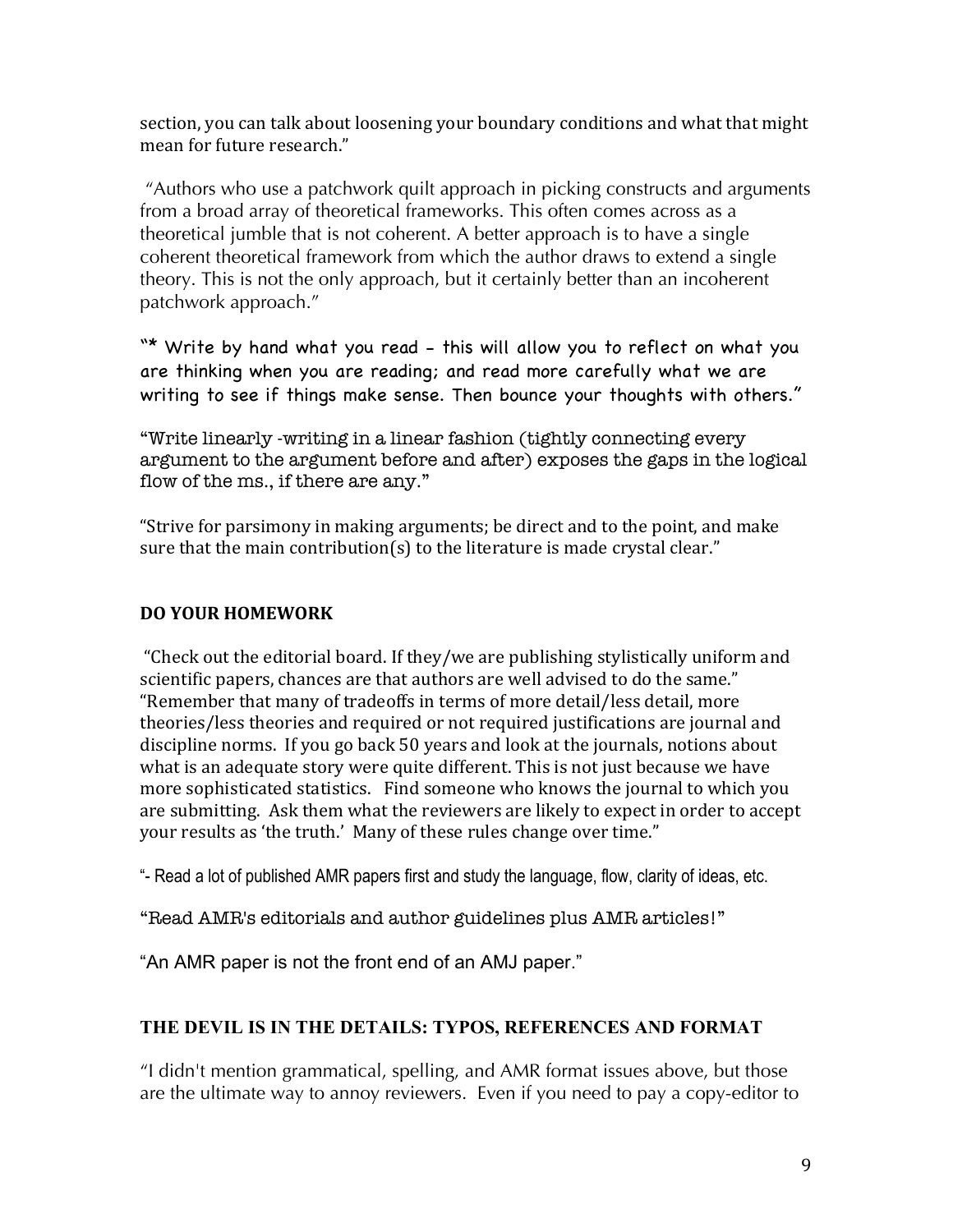section, you can talk about loosening your boundary conditions and what that might mean for future research."

"Authors who use a patchwork quilt approach in picking constructs and arguments from a broad array of theoretical frameworks. This often comes across as a theoretical jumble that is not coherent. A better approach is to have a single coherent theoretical framework from which the author draws to extend a single theory. This is not the only approach, but it certainly better than an incoherent patchwork approach."

"* Write by hand what you read - this will allow you to reflect on what you are thinking when you are reading; and read more carefully what we are writing to see if things make sense. Then bounce your thoughts with others."

"Write linearly -writing in a linear fashion (tightly connecting every argument to the argument before and after) exposes the gaps in the logical flow of the ms., if there are any."

"Strive for parsimony in making arguments; be direct and to the point, and make sure that the main contribution(s) to the literature is made crystal clear."

## DO YOUR HOMEWORK

"Check out the editorial board. If they/we are publishing stylistically uniform and scientific papers, chances are that authors are well advised to do the same."
"Remember that many of tradeoffs in terms of more detail/less detail, more theories/less theories and required or not required justifications are journal and discipline norms. If you go back 50 years and look at the journals, notions about what is an adequate story were quite different. This is not just because we have more sophisticated statistics. Find someone who knows the journal to which you are submitting. Ask them what the reviewers are likely to expect in order to accept your results as 'the truth.' Many of these rules change over time."

"- Read a lot of published AMR papers first and study the language, flow, clarity of ideas, etc.

"Read AMR's editorials and author guidelines plus AMR articles!"

"An AMR paper is not the front end of an AMJ paper."

## THE DEVIL IS IN THE DETAILS: TYPOS, REFERENCES AND FORMAT

"I didn't mention grammatical, spelling, and AMR format issues above, but those are the ultimate way to annoy reviewers. Even if you need to pay a copy-editor to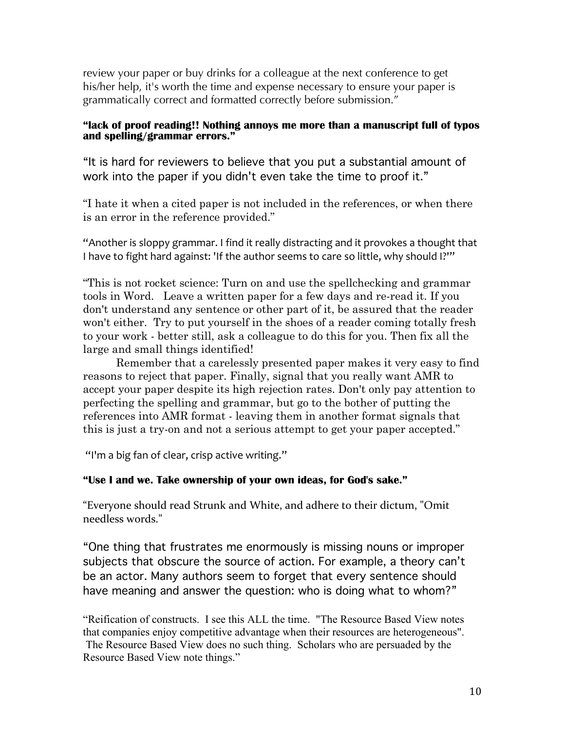review your paper or buy drinks for a colleague at the next conference to get his/her help, it's worth the time and expense necessary to ensure your paper is grammatically correct and formatted correctly before submission."

**"lack of proof reading!! Nothing annoys me more than a manuscript full of typos and spelling/grammar errors."**

"It is hard for reviewers to believe that you put a substantial amount of work into the paper if you didn't even take the time to proof it."

"I hate it when a cited paper is not included in the references, or when there is an error in the reference provided."

"Another is sloppy grammar. I find it really distracting and it provokes a thought that I have to fight hard against: 'If the author seems to care so little, why should I?'"

"This is not rocket science: Turn on and use the spellchecking and grammar tools in Word. Leave a written paper for a few days and re-read it. If you don't understand any sentence or other part of it, be assured that the reader won't either. Try to put yourself in the shoes of a reader coming totally fresh to your work - better still, ask a colleague to do this for you. Then fix all the large and small things identified!

Remember that a carelessly presented paper makes it very easy to find reasons to reject that paper. Finally, signal that you really want AMR to accept your paper despite its high rejection rates. Don't only pay attention to perfecting the spelling and grammar, but go to the bother of putting the references into AMR format - leaving them in another format signals that this is just a try-on and not a serious attempt to get your paper accepted."

"I'm a big fan of clear, crisp active writing."

**"Use I and we. Take ownership of your own ideas, for God's sake."**

"Everyone should read Strunk and White, and adhere to their dictum, "Omit needless words."

"One thing that frustrates me enormously is missing nouns or improper subjects that obscure the source of action. For example, a theory can't be an actor. Many authors seem to forget that every sentence should have meaning and answer the question: who is doing what to whom?"

"Reification of constructs. I see this ALL the time. "The Resource Based View notes that companies enjoy competitive advantage when their resources are heterogeneous". The Resource Based View does no such thing. Scholars who are persuaded by the Resource Based View note things."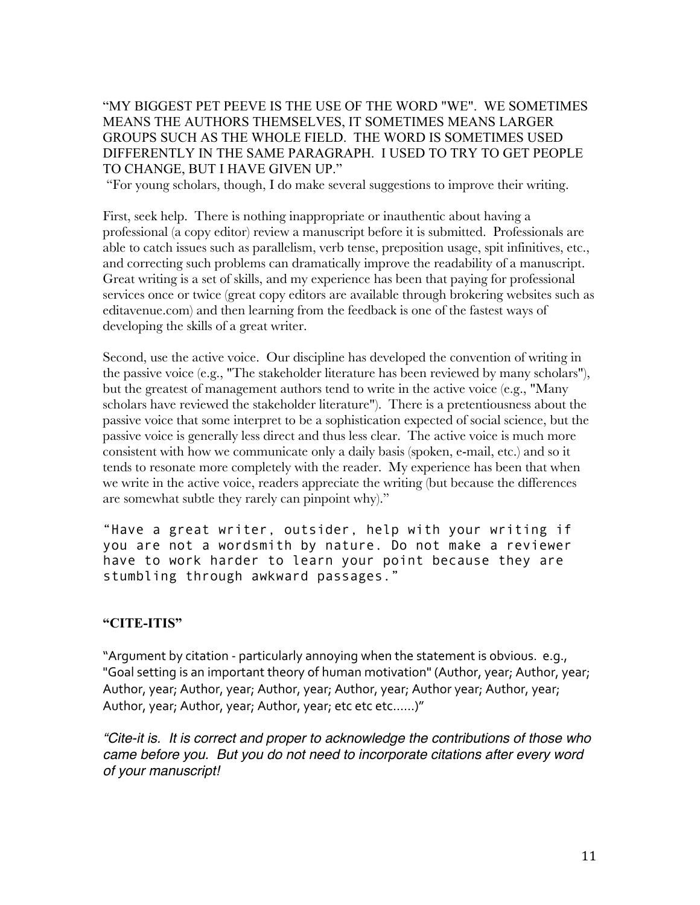"MY BIGGEST PET PEEVE IS THE USE OF THE WORD "WE". WE SOMETIMES MEANS THE AUTHORS THEMSELVES, IT SOMETIMES MEANS LARGER GROUPS SUCH AS THE WHOLE FIELD. THE WORD IS SOMETIMES USED DIFFERENTLY IN THE SAME PARAGRAPH. I USED TO TRY TO GET PEOPLE TO CHANGE, BUT I HAVE GIVEN UP."

"For young scholars, though, I do make several suggestions to improve their writing.

First, seek help. There is nothing inappropriate or inauthentic about having a professional (a copy editor) review a manuscript before it is submitted. Professionals are able to catch issues such as parallelism, verb tense, preposition usage, spit infinitives, etc., and correcting such problems can dramatically improve the readability of a manuscript. Great writing is a set of skills, and my experience has been that paying for professional services once or twice (great copy editors are available through brokering websites such as editavenue.com) and then learning from the feedback is one of the fastest ways of developing the skills of a great writer.

Second, use the active voice. Our discipline has developed the convention of writing in the passive voice (e.g., "The stakeholder literature has been reviewed by many scholars"), but the greatest of management authors tend to write in the active voice (e.g., "Many scholars have reviewed the stakeholder literature"). There is a pretentiousness about the passive voice that some interpret to be a sophistication expected of social science, but the passive voice is generally less direct and thus less clear. The active voice is much more consistent with how we communicate only a daily basis (spoken, e-mail, etc.) and so it tends to resonate more completely with the reader. My experience has been that when we write in the active voice, readers appreciate the writing (but because the differences are somewhat subtle they rarely can pinpoint why)."

"Have a great writer, outsider, help with your writing if you are not a wordsmith by nature. Do not make a reviewer have to work harder to learn your point because they are stumbling through awkward passages."

**"CITE-ITIS"**

"Argument by citation - particularly annoying when the statement is obvious. e.g., "Goal setting is an important theory of human motivation" (Author, year; Author, year; Author, year; Author, year; Author, year; Author, year; Author year; Author, year; Author, year; Author, year; Author, year; etc etc etc......)"

*"Cite-it is. It is correct and proper to acknowledge the contributions of those who came before you. But you do not need to incorporate citations after every word of your manuscript!*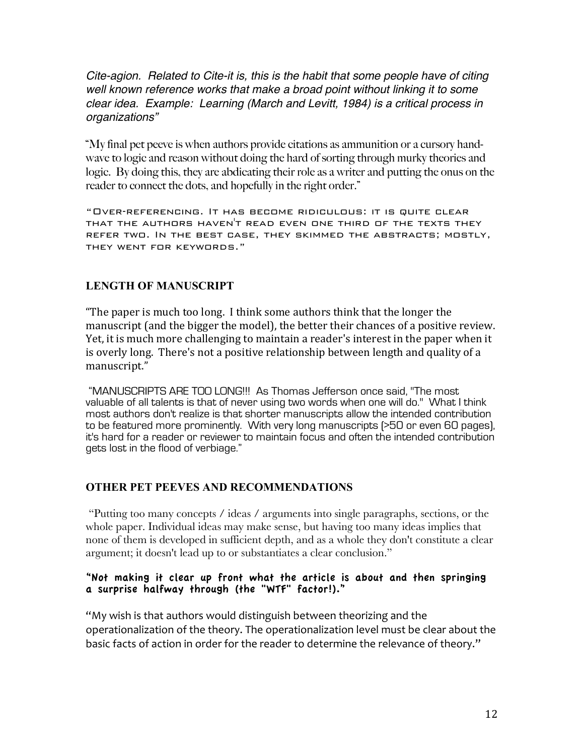*Cite-agion. Related to Cite-it is, this is the habit that some people have of citing well known reference works that make a broad point without linking it to some clear idea. Example: Learning (March and Levitt, 1984) is a critical process in organizations"*

"My final pet peeve is when authors provide citations as ammunition or a cursory hand-wave to logic and reason without doing the hard of sorting through murky theories and logic. By doing this, they are abdicating their role as a writer and putting the onus on the reader to connect the dots, and hopefully in the right order."

"Over-referencing. It has become ridiculous: it is quite clear that the authors haven't read even one third of the texts they refer two. In the best case, they skimmed the abstracts; mostly, they went for keywords."

## LENGTH OF MANUSCRIPT

"The paper is much too long. I think some authors think that the longer the manuscript (and the bigger the model), the better their chances of a positive review. Yet, it is much more challenging to maintain a reader's interest in the paper when it is overly long. There's not a positive relationship between length and quality of a manuscript."

"MANUSCRIPTS ARE TOO LONG!!! As Thomas Jefferson once said, "The most valuable of all talents is that of never using two words when one will do." What I think most authors don't realize is that shorter manuscripts allow the intended contribution to be featured more prominently. With very long manuscripts (>50 or even 60 pages), it's hard for a reader or reviewer to maintain focus and often the intended contribution gets lost in the flood of verbiage."

## OTHER PET PEEVES AND RECOMMENDATIONS

"Putting too many concepts / ideas / arguments into single paragraphs, sections, or the whole paper. Individual ideas may make sense, but having too many ideas implies that none of them is developed in sufficient depth, and as a whole they don't constitute a clear argument; it doesn't lead up to or substantiates a clear conclusion."

**"Not making it clear up front what the article is about and then springing a surprise halfway through (the "WTF" factor!)."**

"My wish is that authors would distinguish between theorizing and the operationalization of the theory. The operationalization level must be clear about the basic facts of action in order for the reader to determine the relevance of theory."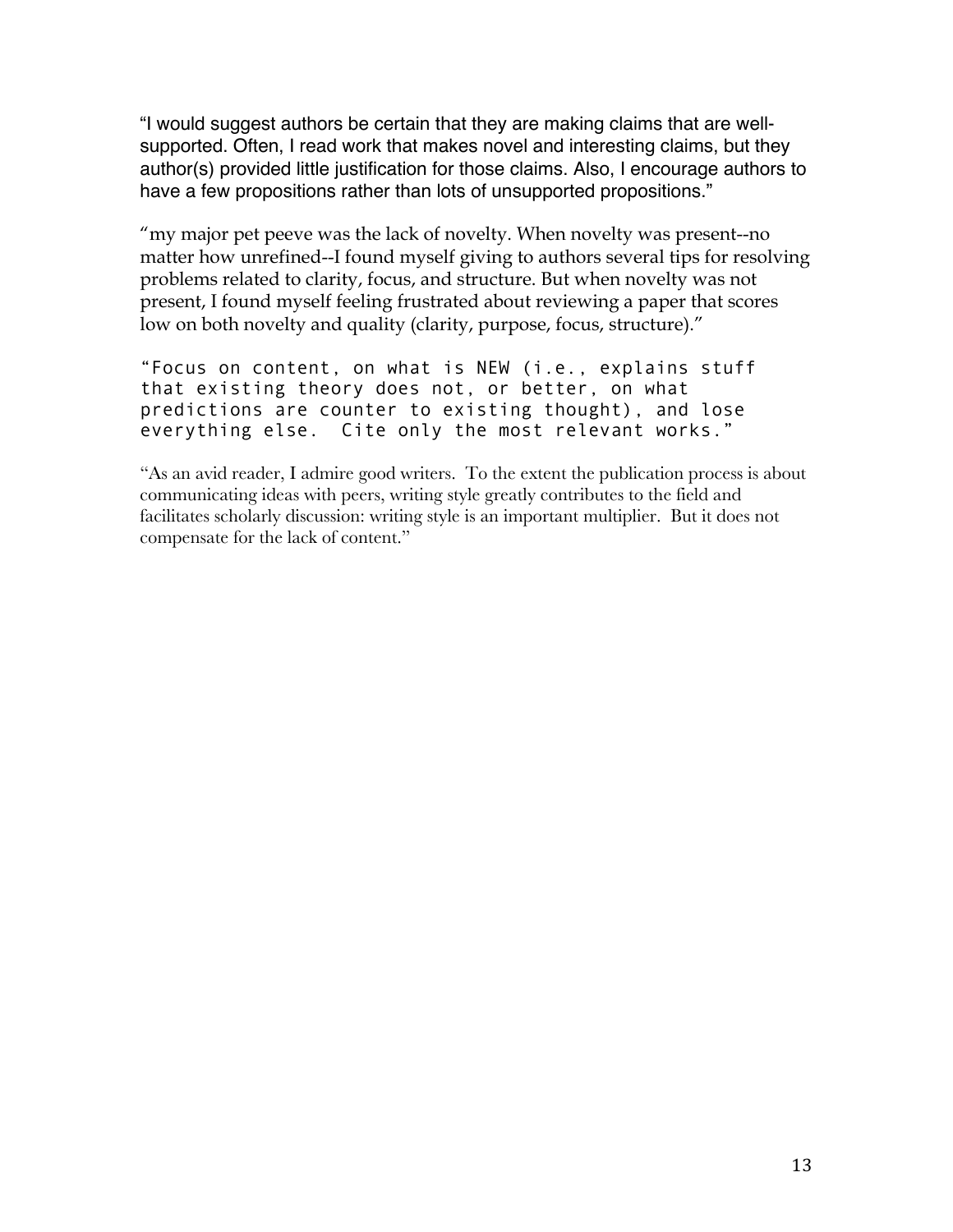"I would suggest authors be certain that they are making claims that are well-supported. Often, I read work that makes novel and interesting claims, but they author(s) provided little justification for those claims. Also, I encourage authors to have a few propositions rather than lots of unsupported propositions."

"my major pet peeve was the lack of novelty. When novelty was present--no matter how unrefined--I found myself giving to authors several tips for resolving problems related to clarity, focus, and structure. But when novelty was not present, I found myself feeling frustrated about reviewing a paper that scores low on both novelty and quality (clarity, purpose, focus, structure)."

"Focus on content, on what is NEW (i.e., explains stuff that existing theory does not, or better, on what predictions are counter to existing thought), and lose everything else. Cite only the most relevant works."

"As an avid reader, I admire good writers. To the extent the publication process is about communicating ideas with peers, writing style greatly contributes to the field and facilitates scholarly discussion: writing style is an important multiplier. But it does not compensate for the lack of content."